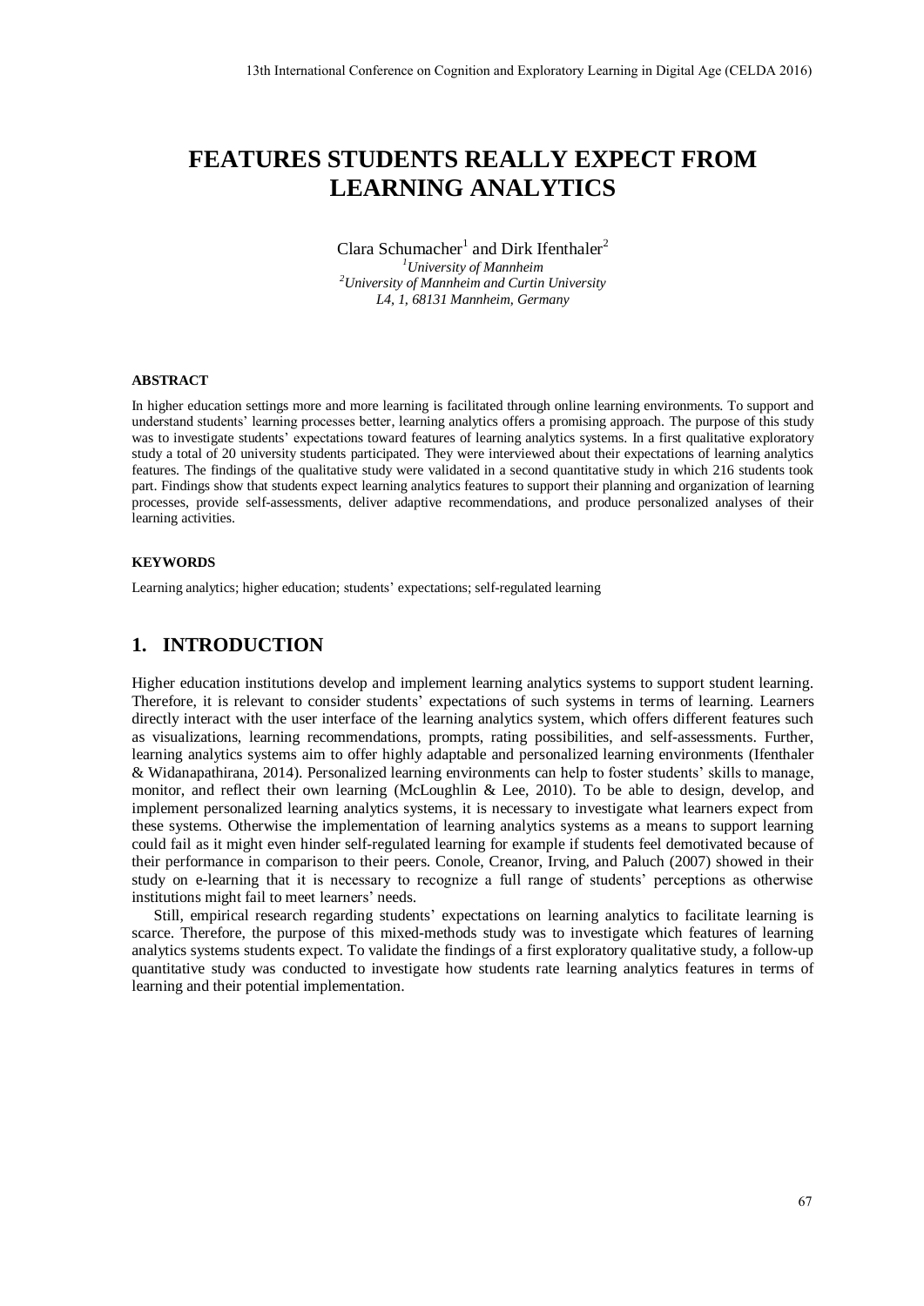# FEATURES STUDENTS REALLY EXPECT FROM LEARNING ANALYTICS

Clara Schumacher[1] and Dirk Ifenthaler[2]

[1]*University of Mannheim*
[2]*University of Mannheim and Curtin University*
*L4, 1, 68131 Mannheim, Germany*

#### ABSTRACT

In higher education settings more and more learning is facilitated through online learning environments. To support and understand students' learning processes better, learning analytics offers a promising approach. The purpose of this study was to investigate students' expectations toward features of learning analytics systems. In a first qualitative exploratory study a total of 20 university students participated. They were interviewed about their expectations of learning analytics features. The findings of the qualitative study were validated in a second quantitative study in which 216 students took part. Findings show that students expect learning analytics features to support their planning and organization of learning processes, provide self-assessments, deliver adaptive recommendations, and produce personalized analyses of their learning activities.

#### KEYWORDS

Learning analytics; higher education; students' expectations; self-regulated learning

## 1. INTRODUCTION

Higher education institutions develop and implement learning analytics systems to support student learning. Therefore, it is relevant to consider students' expectations of such systems in terms of learning. Learners directly interact with the user interface of the learning analytics system, which offers different features such as visualizations, learning recommendations, prompts, rating possibilities, and self-assessments. Further, learning analytics systems aim to offer highly adaptable and personalized learning environments (Ifenthaler & Widanapathirana, 2014). Personalized learning environments can help to foster students' skills to manage, monitor, and reflect their own learning (McLoughlin & Lee, 2010). To be able to design, develop, and implement personalized learning analytics systems, it is necessary to investigate what learners expect from these systems. Otherwise the implementation of learning analytics systems as a means to support learning could fail as it might even hinder self-regulated learning for example if students feel demotivated because of their performance in comparison to their peers. Conole, Creanor, Irving, and Paluch (2007) showed in their study on e-learning that it is necessary to recognize a full range of students' perceptions as otherwise institutions might fail to meet learners' needs.

Still, empirical research regarding students' expectations on learning analytics to facilitate learning is scarce. Therefore, the purpose of this mixed-methods study was to investigate which features of learning analytics systems students expect. To validate the findings of a first exploratory qualitative study, a follow-up quantitative study was conducted to investigate how students rate learning analytics features in terms of learning and their potential implementation.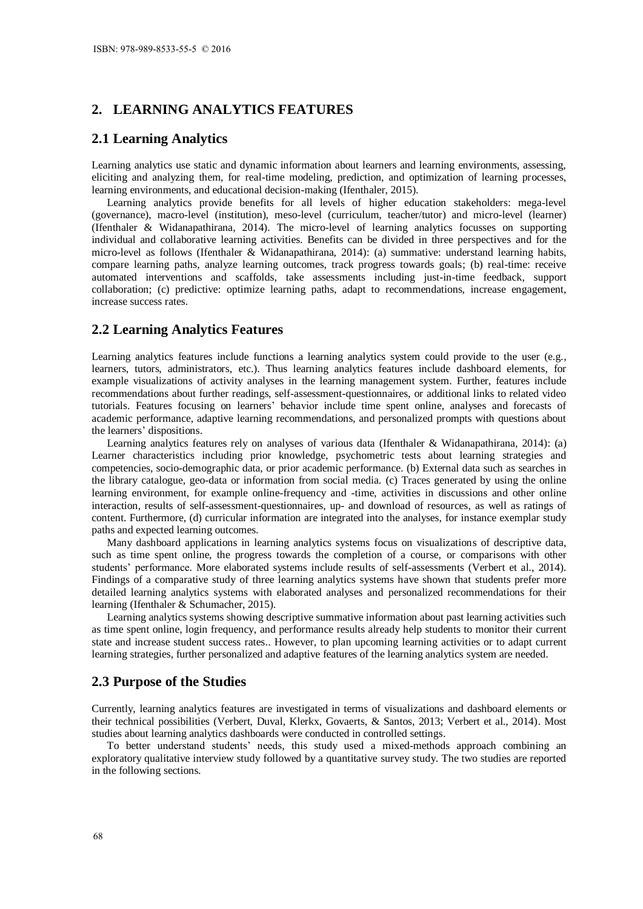## 2. LEARNING ANALYTICS FEATURES

### 2.1 Learning Analytics

Learning analytics use static and dynamic information about learners and learning environments, assessing, eliciting and analyzing them, for real-time modeling, prediction, and optimization of learning processes, learning environments, and educational decision-making (Ifenthaler, 2015).

Learning analytics provide benefits for all levels of higher education stakeholders: mega-level (governance), macro-level (institution), meso-level (curriculum, teacher/tutor) and micro-level (learner) (Ifenthaler & Widanapathirana, 2014). The micro-level of learning analytics focusses on supporting individual and collaborative learning activities. Benefits can be divided in three perspectives and for the micro-level as follows (Ifenthaler & Widanapathirana, 2014): (a) summative: understand learning habits, compare learning paths, analyze learning outcomes, track progress towards goals; (b) real-time: receive automated interventions and scaffolds, take assessments including just-in-time feedback, support collaboration; (c) predictive: optimize learning paths, adapt to recommendations, increase engagement, increase success rates.

### 2.2 Learning Analytics Features

Learning analytics features include functions a learning analytics system could provide to the user (e.g., learners, tutors, administrators, etc.). Thus learning analytics features include dashboard elements, for example visualizations of activity analyses in the learning management system. Further, features include recommendations about further readings, self-assessment-questionnaires, or additional links to related video tutorials. Features focusing on learners' behavior include time spent online, analyses and forecasts of academic performance, adaptive learning recommendations, and personalized prompts with questions about the learners' dispositions.

Learning analytics features rely on analyses of various data (Ifenthaler & Widanapathirana, 2014): (a) Learner characteristics including prior knowledge, psychometric tests about learning strategies and competencies, socio-demographic data, or prior academic performance. (b) External data such as searches in the library catalogue, geo-data or information from social media. (c) Traces generated by using the online learning environment, for example online-frequency and -time, activities in discussions and other online interaction, results of self-assessment-questionnaires, up- and download of resources, as well as ratings of content. Furthermore, (d) curricular information are integrated into the analyses, for instance exemplar study paths and expected learning outcomes.

Many dashboard applications in learning analytics systems focus on visualizations of descriptive data, such as time spent online, the progress towards the completion of a course, or comparisons with other students' performance. More elaborated systems include results of self-assessments (Verbert et al., 2014). Findings of a comparative study of three learning analytics systems have shown that students prefer more detailed learning analytics systems with elaborated analyses and personalized recommendations for their learning (Ifenthaler & Schumacher, 2015).

Learning analytics systems showing descriptive summative information about past learning activities such as time spent online, login frequency, and performance results already help students to monitor their current state and increase student success rates.. However, to plan upcoming learning activities or to adapt current learning strategies, further personalized and adaptive features of the learning analytics system are needed.

### 2.3 Purpose of the Studies

Currently, learning analytics features are investigated in terms of visualizations and dashboard elements or their technical possibilities (Verbert, Duval, Klerkx, Govaerts, & Santos, 2013; Verbert et al., 2014). Most studies about learning analytics dashboards were conducted in controlled settings.

To better understand students' needs, this study used a mixed-methods approach combining an exploratory qualitative interview study followed by a quantitative survey study. The two studies are reported in the following sections.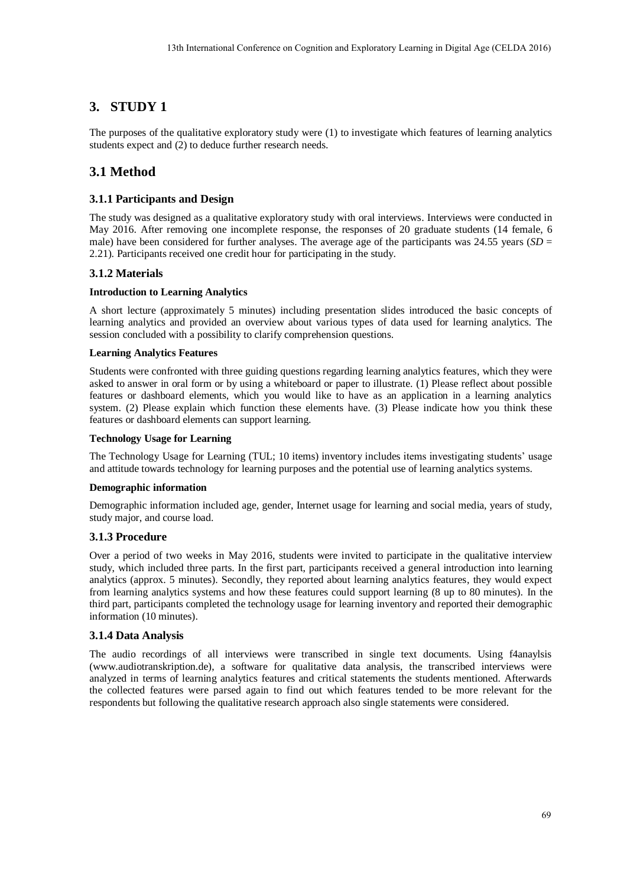# 3. STUDY 1

The purposes of the qualitative exploratory study were (1) to investigate which features of learning analytics students expect and (2) to deduce further research needs.

## 3.1 Method

### 3.1.1 Participants and Design

The study was designed as a qualitative exploratory study with oral interviews. Interviews were conducted in May 2016. After removing one incomplete response, the responses of 20 graduate students (14 female, 6 male) have been considered for further analyses. The average age of the participants was 24.55 years (*SD* = 2.21). Participants received one credit hour for participating in the study.

### 3.1.2 Materials

**Introduction to Learning Analytics**

A short lecture (approximately 5 minutes) including presentation slides introduced the basic concepts of learning analytics and provided an overview about various types of data used for learning analytics. The session concluded with a possibility to clarify comprehension questions.

**Learning Analytics Features**

Students were confronted with three guiding questions regarding learning analytics features, which they were asked to answer in oral form or by using a whiteboard or paper to illustrate. (1) Please reflect about possible features or dashboard elements, which you would like to have as an application in a learning analytics system. (2) Please explain which function these elements have. (3) Please indicate how you think these features or dashboard elements can support learning.

**Technology Usage for Learning**

The Technology Usage for Learning (TUL; 10 items) inventory includes items investigating students' usage and attitude towards technology for learning purposes and the potential use of learning analytics systems.

**Demographic information**

Demographic information included age, gender, Internet usage for learning and social media, years of study, study major, and course load.

### 3.1.3 Procedure

Over a period of two weeks in May 2016, students were invited to participate in the qualitative interview study, which included three parts. In the first part, participants received a general introduction into learning analytics (approx. 5 minutes). Secondly, they reported about learning analytics features, they would expect from learning analytics systems and how these features could support learning (8 up to 80 minutes). In the third part, participants completed the technology usage for learning inventory and reported their demographic information (10 minutes).

### 3.1.4 Data Analysis

The audio recordings of all interviews were transcribed in single text documents. Using f4anaylsis (www.audiotranskription.de), a software for qualitative data analysis, the transcribed interviews were analyzed in terms of learning analytics features and critical statements the students mentioned. Afterwards the collected features were parsed again to find out which features tended to be more relevant for the respondents but following the qualitative research approach also single statements were considered.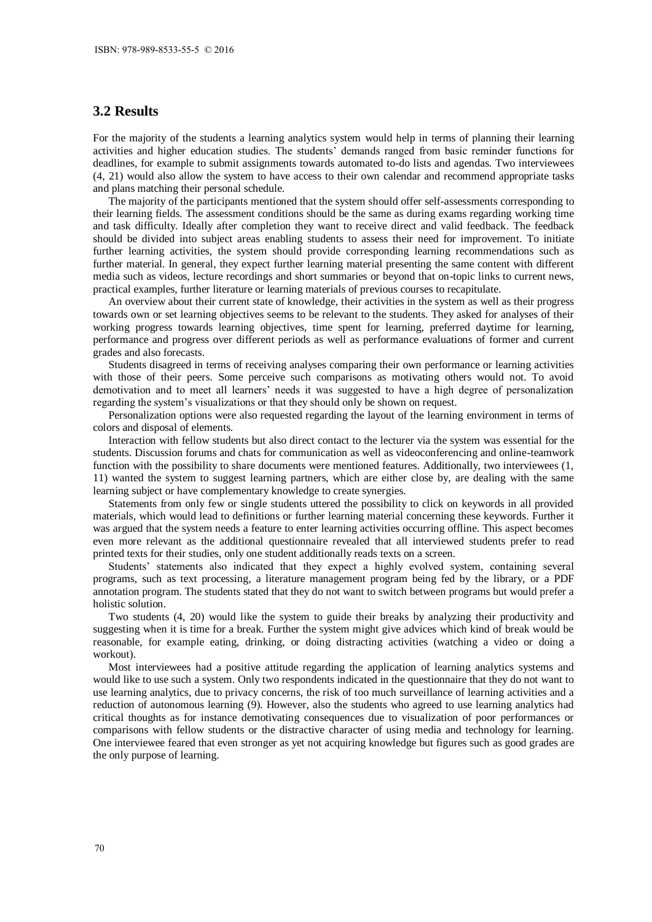## 3.2 Results

For the majority of the students a learning analytics system would help in terms of planning their learning activities and higher education studies. The students' demands ranged from basic reminder functions for deadlines, for example to submit assignments towards automated to-do lists and agendas. Two interviewees (4, 21) would also allow the system to have access to their own calendar and recommend appropriate tasks and plans matching their personal schedule.

The majority of the participants mentioned that the system should offer self-assessments corresponding to their learning fields. The assessment conditions should be the same as during exams regarding working time and task difficulty. Ideally after completion they want to receive direct and valid feedback. The feedback should be divided into subject areas enabling students to assess their need for improvement. To initiate further learning activities, the system should provide corresponding learning recommendations such as further material. In general, they expect further learning material presenting the same content with different media such as videos, lecture recordings and short summaries or beyond that on-topic links to current news, practical examples, further literature or learning materials of previous courses to recapitulate.

An overview about their current state of knowledge, their activities in the system as well as their progress towards own or set learning objectives seems to be relevant to the students. They asked for analyses of their working progress towards learning objectives, time spent for learning, preferred daytime for learning, performance and progress over different periods as well as performance evaluations of former and current grades and also forecasts.

Students disagreed in terms of receiving analyses comparing their own performance or learning activities with those of their peers. Some perceive such comparisons as motivating others would not. To avoid demotivation and to meet all learners' needs it was suggested to have a high degree of personalization regarding the system's visualizations or that they should only be shown on request.

Personalization options were also requested regarding the layout of the learning environment in terms of colors and disposal of elements.

Interaction with fellow students but also direct contact to the lecturer via the system was essential for the students. Discussion forums and chats for communication as well as videoconferencing and online-teamwork function with the possibility to share documents were mentioned features. Additionally, two interviewees (1, 11) wanted the system to suggest learning partners, which are either close by, are dealing with the same learning subject or have complementary knowledge to create synergies.

Statements from only few or single students uttered the possibility to click on keywords in all provided materials, which would lead to definitions or further learning material concerning these keywords. Further it was argued that the system needs a feature to enter learning activities occurring offline. This aspect becomes even more relevant as the additional questionnaire revealed that all interviewed students prefer to read printed texts for their studies, only one student additionally reads texts on a screen.

Students' statements also indicated that they expect a highly evolved system, containing several programs, such as text processing, a literature management program being fed by the library, or a PDF annotation program. The students stated that they do not want to switch between programs but would prefer a holistic solution.

Two students (4, 20) would like the system to guide their breaks by analyzing their productivity and suggesting when it is time for a break. Further the system might give advices which kind of break would be reasonable, for example eating, drinking, or doing distracting activities (watching a video or doing a workout).

Most interviewees had a positive attitude regarding the application of learning analytics systems and would like to use such a system. Only two respondents indicated in the questionnaire that they do not want to use learning analytics, due to privacy concerns, the risk of too much surveillance of learning activities and a reduction of autonomous learning (9). However, also the students who agreed to use learning analytics had critical thoughts as for instance demotivating consequences due to visualization of poor performances or comparisons with fellow students or the distractive character of using media and technology for learning. One interviewee feared that even stronger as yet not acquiring knowledge but figures such as good grades are the only purpose of learning.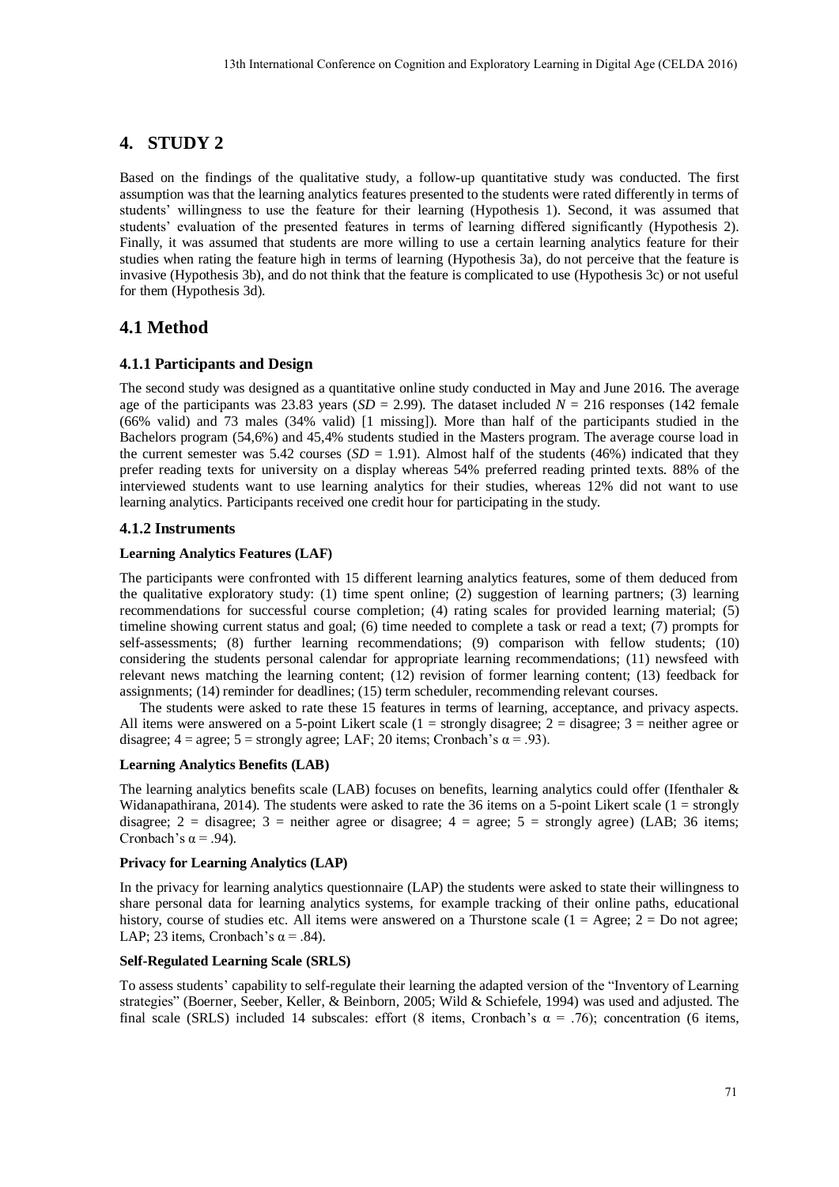## 4. STUDY 2

Based on the findings of the qualitative study, a follow-up quantitative study was conducted. The first assumption was that the learning analytics features presented to the students were rated differently in terms of students' willingness to use the feature for their learning (Hypothesis 1). Second, it was assumed that students' evaluation of the presented features in terms of learning differed significantly (Hypothesis 2). Finally, it was assumed that students are more willing to use a certain learning analytics feature for their studies when rating the feature high in terms of learning (Hypothesis 3a), do not perceive that the feature is invasive (Hypothesis 3b), and do not think that the feature is complicated to use (Hypothesis 3c) or not useful for them (Hypothesis 3d).

## 4.1 Method

### 4.1.1 Participants and Design

The second study was designed as a quantitative online study conducted in May and June 2016. The average age of the participants was 23.83 years ($SD = 2.99$). The dataset included $N = 216$ responses (142 female (66% valid) and 73 males (34% valid) [1 missing]). More than half of the participants studied in the Bachelors program (54,6%) and 45,4% students studied in the Masters program. The average course load in the current semester was 5.42 courses ($SD = 1.91$). Almost half of the students (46%) indicated that they prefer reading texts for university on a display whereas 54% preferred reading printed texts. 88% of the interviewed students want to use learning analytics for their studies, whereas 12% did not want to use learning analytics. Participants received one credit hour for participating in the study.

### 4.1.2 Instruments

**Learning Analytics Features (LAF)**

The participants were confronted with 15 different learning analytics features, some of them deduced from the qualitative exploratory study: (1) time spent online; (2) suggestion of learning partners; (3) learning recommendations for successful course completion; (4) rating scales for provided learning material; (5) timeline showing current status and goal; (6) time needed to complete a task or read a text; (7) prompts for self-assessments; (8) further learning recommendations; (9) comparison with fellow students; (10) considering the students personal calendar for appropriate learning recommendations; (11) newsfeed with relevant news matching the learning content; (12) revision of former learning content; (13) feedback for assignments; (14) reminder for deadlines; (15) term scheduler, recommending relevant courses.

The students were asked to rate these 15 features in terms of learning, acceptance, and privacy aspects. All items were answered on a 5-point Likert scale (1 = strongly disagree; 2 = disagree; 3 = neither agree or disagree; 4 = agree; 5 = strongly agree; LAF; 20 items; Cronbach's $\alpha = .93$).

**Learning Analytics Benefits (LAB)**

The learning analytics benefits scale (LAB) focuses on benefits, learning analytics could offer (Ifenthaler & Widanapathirana, 2014). The students were asked to rate the 36 items on a 5-point Likert scale (1 = strongly disagree; 2 = disagree; 3 = neither agree or disagree; 4 = agree; 5 = strongly agree) (LAB; 36 items; Cronbach's $\alpha = .94$).

**Privacy for Learning Analytics (LAP)**

In the privacy for learning analytics questionnaire (LAP) the students were asked to state their willingness to share personal data for learning analytics systems, for example tracking of their online paths, educational history, course of studies etc. All items were answered on a Thurstone scale (1 = Agree; 2 = Do not agree; LAP; 23 items, Cronbach's $\alpha = .84$).

**Self-Regulated Learning Scale (SRLS)**

To assess students' capability to self-regulate their learning the adapted version of the "Inventory of Learning strategies" (Boerner, Seeber, Keller, & Beinborn, 2005; Wild & Schiefele, 1994) was used and adjusted. The final scale (SRLS) included 14 subscales: effort (8 items, Cronbach's $\alpha = .76$); concentration (6 items,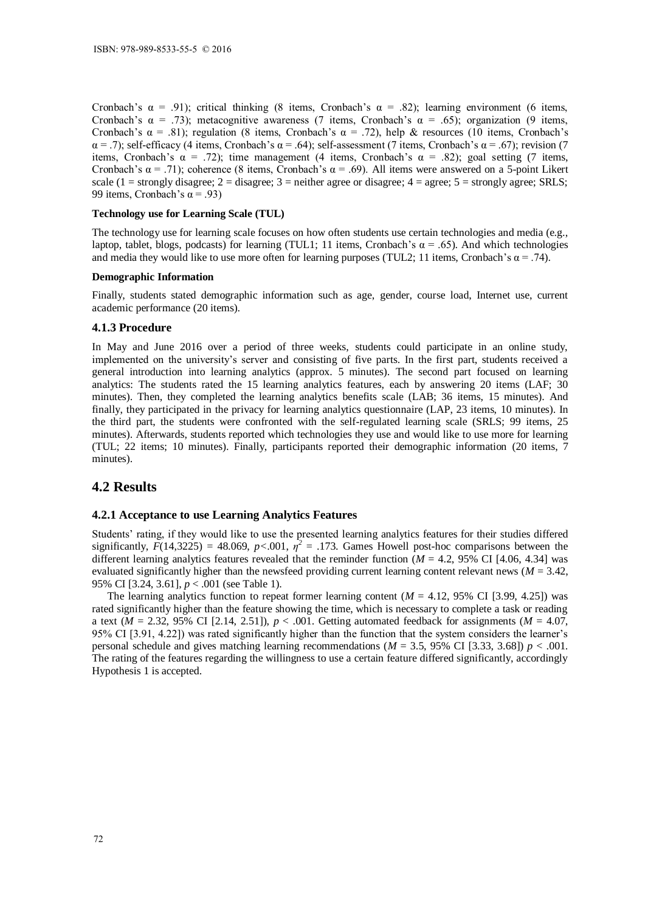Cronbach's $\alpha = .91$); critical thinking (8 items, Cronbach's $\alpha = .82$); learning environment (6 items, Cronbach's $\alpha = .73$); metacognitive awareness (7 items, Cronbach's $\alpha = .65$); organization (9 items, Cronbach's $\alpha = .81$); regulation (8 items, Cronbach's $\alpha = .72$), help & resources (10 items, Cronbach's $\alpha = .7$); self-efficacy (4 items, Cronbach's $\alpha = .64$); self-assessment (7 items, Cronbach's $\alpha = .67$); revision (7 items, Cronbach's $\alpha = .72$); time management (4 items, Cronbach's $\alpha = .82$); goal setting (7 items, Cronbach's $\alpha = .71$); coherence (8 items, Cronbach's $\alpha = .69$). All items were answered on a 5-point Likert scale (1 = strongly disagree; 2 = disagree; 3 = neither agree or disagree; 4 = agree; 5 = strongly agree; SRLS; 99 items, Cronbach's $\alpha = .93$)

**Technology use for Learning Scale (TUL)**

The technology use for learning scale focuses on how often students use certain technologies and media (e.g., laptop, tablet, blogs, podcasts) for learning (TUL1; 11 items, Cronbach's $\alpha = .65$). And which technologies and media they would like to use more often for learning purposes (TUL2; 11 items, Cronbach's $\alpha = .74$).

**Demographic Information**

Finally, students stated demographic information such as age, gender, course load, Internet use, current academic performance (20 items).

### 4.1.3 Procedure

In May and June 2016 over a period of three weeks, students could participate in an online study, implemented on the university's server and consisting of five parts. In the first part, students received a general introduction into learning analytics (approx. 5 minutes). The second part focused on learning analytics: The students rated the 15 learning analytics features, each by answering 20 items (LAF; 30 minutes). Then, they completed the learning analytics benefits scale (LAB; 36 items, 15 minutes). And finally, they participated in the privacy for learning analytics questionnaire (LAP, 23 items, 10 minutes). In the third part, the students were confronted with the self-regulated learning scale (SRLS; 99 items, 25 minutes). Afterwards, students reported which technologies they use and would like to use more for learning (TUL; 22 items; 10 minutes). Finally, participants reported their demographic information (20 items, 7 minutes).

## 4.2 Results

### 4.2.1 Acceptance to use Learning Analytics Features

Students' rating, if they would like to use the presented learning analytics features for their studies differed significantly, $F(14,3225) = 48.069$, $p<.001$, $\eta^2 = .173$. Games Howell post-hoc comparisons between the different learning analytics features revealed that the reminder function ($M = 4.2$, 95% CI [4.06, 4.34] was evaluated significantly higher than the newsfeed providing current learning content relevant news ($M = 3.42$, 95% CI [3.24, 3.61], $p < .001$ (see Table 1).

The learning analytics function to repeat former learning content ($M = 4.12$, 95% CI [3.99, 4.25]) was rated significantly higher than the feature showing the time, which is necessary to complete a task or reading a text ($M = 2.32$, 95% CI [2.14, 2.51]), $p < .001$. Getting automated feedback for assignments ($M = 4.07$, 95% CI [3.91, 4.22]) was rated significantly higher than the function that the system considers the learner's personal schedule and gives matching learning recommendations ($M = 3.5$, 95% CI [3.33, 3.68]) $p < .001$. The rating of the features regarding the willingness to use a certain feature differed significantly, accordingly Hypothesis 1 is accepted.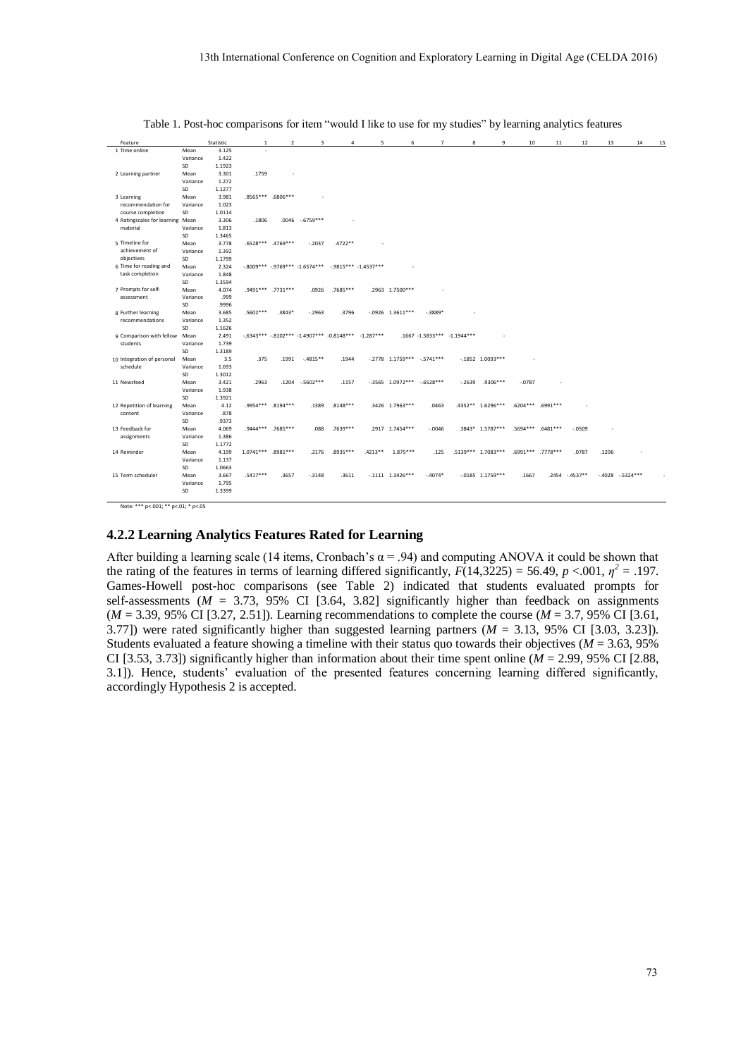Table 1. Post-hoc comparisons for item "would I like to use for my studies" by learning analytics features

| Feature | Statistic | | 1 | 2 | 3 | 4 | 5 | 6 | 7 | 8 | 9 | 10 | 11 | 12 | 13 | 14 | 15 |
|---|---|---|---|---|---|---|---|---|---|---|---|---|---|---|---|---|---|
| 1 Time online | Mean | 3.125 | - | | | | | | | | | | | | | | |
| | Variance | 1.422 | | | | | | | | | | | | | | | |
| | SD | 1.1923 | | | | | | | | | | | | | | | |
| 2 Learning partner | Mean | 3.301 | .1759 | - | | | | | | | | | | | | | |
| | Variance | 1.272 | | | | | | | | | | | | | | | |
| | SD | 1.1277 | | | | | | | | | | | | | | | |
| 3 Learning recommendation for course completion | Mean | 3.981 | .8565*** | .6806*** | - | | | | | | | | | | | | |
| | Variance | 1.023 | | | | | | | | | | | | | | | |
| | SD | 1.0114 | | | | | | | | | | | | | | | |
| 4 Ratingscales for learning material | Mean | 3.306 | .1806 | .0046 | -.6759*** | - | | | | | | | | | | | |
| | Variance | 1.813 | | | | | | | | | | | | | | | |
| | SD | 1.3465 | | | | | | | | | | | | | | | |
| 5 Timeline for achievement of objectives | Mean | 3.778 | .6528*** | .4769*** | -.2037 | .4722** | - | | | | | | | | | | |
| | Variance | 1.392 | | | | | | | | | | | | | | | |
| | SD | 1.1799 | | | | | | | | | | | | | | | |
| 6 Time for reading and task completion | Mean | 2.324 | -.8009*** | -.9769*** | -1.6574*** | -.9815*** | -1.4537*** | - | | | | | | | | | |
| | Variance | 1.848 | | | | | | | | | | | | | | | |
| | SD | 1.3594 | | | | | | | | | | | | | | | |
| 7 Prompts for self-assessment | Mean | 4.074 | .9491*** | .7731*** | .0926 | .7685*** | .2963 | 1.7500*** | - | | | | | | | | |
| | Variance | .999 | | | | | | | | | | | | | | | |
| | SD | .9996 | | | | | | | | | | | | | | | |
| 8 Further learning recommendations | Mean | 3.685 | .5602*** | .3843* | -.2963 | .3796 | -.0926 | 1.3611*** | -.3889* | - | | | | | | | |
| | Variance | 1.352 | | | | | | | | | | | | | | | |
| | SD | 1.1626 | | | | | | | | | | | | | | | |
| 9 Comparison with fellow students | Mean | 2.491 | -.6343*** | -.8102*** | -1.4907*** | -0.8148*** | -1.287*** | .1667 | -1.5833*** | -1.1944*** | - | | | | | | |
| | Variance | 1.739 | | | | | | | | | | | | | | | |
| | SD | 1.3189 | | | | | | | | | | | | | | | |
| 10 Integration of personal schedule | Mean | 3.5 | .375 | .1991 | -.4815** | .1944 | -.2778 | 1.1759*** | -.5741*** | -.1852 | 1.0093*** | - | | | | | |
| | Variance | 1.693 | | | | | | | | | | | | | | | |
| | SD | 1.3012 | | | | | | | | | | | | | | | |
| 11 Newsfeed | Mean | 3.421 | .2963 | .1204 | -.5602*** | .1157 | -.3565 | 1.0972*** | -.6528*** | -.2639 | .9306*** | -.0787 | - | | | | |
| | Variance | 1.938 | | | | | | | | | | | | | | | |
| | SD | 1.3921 | | | | | | | | | | | | | | | |
| 12 Repetition of learning content | Mean | 4.12 | .9954*** | .8194*** | .1389 | .8148*** | .3426 | 1.7963*** | .0463 | .4352** | 1.6296*** | .6204*** | .6991*** | - | | | |
| | Variance | .878 | | | | | | | | | | | | | | | |
| | SD | .9373 | | | | | | | | | | | | | | | |
| 13 Feedback for assignments | Mean | 4.069 | .9444*** | .7685*** | .088 | .7639*** | .2917 | 1.7454*** | -.0046 | .3843* | 1.5787*** | .5694*** | .6481*** | -.0509 | - | | |
| | Variance | 1.386 | | | | | | | | | | | | | | | |
| | SD | 1.1772 | | | | | | | | | | | | | | | |
| 14 Reminder | Mean | 4.199 | 1.0741*** | .8981*** | .2176 | .8935*** | .4213** | 1.875*** | .125 | .5139*** | 1.7083*** | .6991*** | .7778*** | .0787 | .1296 | - | |
| | Variance | 1.137 | | | | | | | | | | | | | | | |
| | SD | 1.0663 | | | | | | | | | | | | | | | |
| 15 Term scheduler | Mean | 3.667 | .5417*** | .3657 | -.3148 | .3611 | -.1111 | 1.3426*** | -.4074* | -.0185 | 1.1759*** | .1667 | .2454 | -.4537** | -.4028 | -.5324*** | - |
| | Variance | 1.795 | | | | | | | | | | | | | | | |
| | SD | 1.3399 | | | | | | | | | | | | | | | |

Note: *** p<.001; ** p<.01; * p<.05

### 4.2.2 Learning Analytics Features Rated for Learning

After building a learning scale (14 items, Cronbach's $\alpha = .94$) and computing ANOVA it could be shown that the rating of the features in terms of learning differed significantly, $F(14,3225) = 56.49$, $p < .001$, $\eta^2 = .197$. Games-Howell post-hoc comparisons (see Table 2) indicated that students evaluated prompts for self-assessments ($M = 3.73$, 95% CI [3.64, 3.82] significantly higher than feedback on assignments ($M = 3.39$, 95% CI [3.27, 2.51]). Learning recommendations to complete the course ($M = 3.7$, 95% CI [3.61, 3.77]) were rated significantly higher than suggested learning partners ($M = 3.13$, 95% CI [3.03, 3.23]). Students evaluated a feature showing a timeline with their status quo towards their objectives ($M = 3.63$, 95% CI [3.53, 3.73]) significantly higher than information about their time spent online ($M = 2.99$, 95% CI [2.88, 3.1]). Hence, students' evaluation of the presented features concerning learning differed significantly, accordingly Hypothesis 2 is accepted.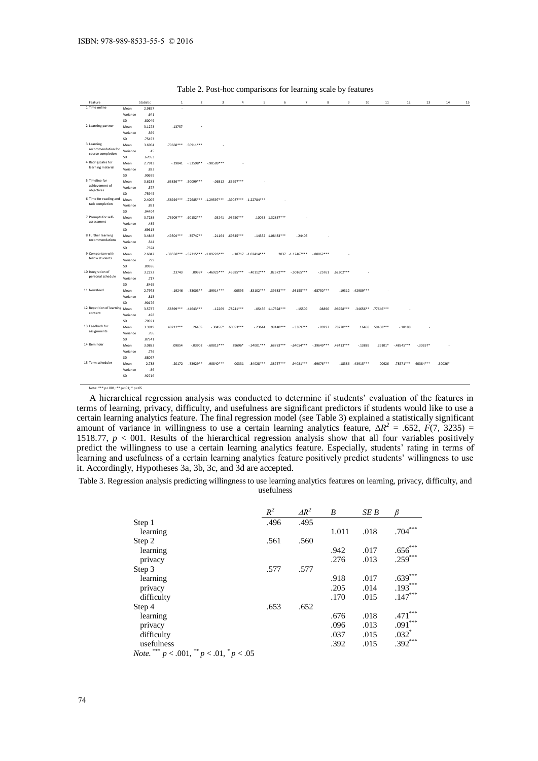Table 2. Post-hoc comparisons for learning scale by features

| Feature | Statistic | | 1 | 2 | 3 | 4 | 5 | 6 | 7 | 8 | 9 | 10 | 11 | 12 | 13 | 14 | 15 |
|---|---|---|---|---|---|---|---|---|---|---|---|---|---|---|---|---|---|
| 1 Time online | Mean | 2.9897 | - | | | | | | | | | | | | | | |
| | Variance | .641 | | | | | | | | | | | | | | | |
| | SD | .80049 | | | | | | | | | | | | | | | |
| 2 Learning partner | Mean | 3.1273 | .13757 | - | | | | | | | | | | | | | |
| | Variance | .569 | | | | | | | | | | | | | | | |
| | SD | .75453 | | | | | | | | | | | | | | | |
| 3 Learning recommendation for course completion | Mean | 3.6964 | .70668*** | .56911*** | - | | | | | | | | | | | | |
| | Variance | .45 | | | | | | | | | | | | | | | |
| | SD | .67053 | | | | | | | | | | | | | | | |
| 4 Ratingscales for learning material | Mean | 2.7913 | -.19841 | -.33598** | -.90509*** | - | | | | | | | | | | | |
| | Variance | .823 | | | | | | | | | | | | | | | |
| | SD | .90699 | | | | | | | | | | | | | | | |
| 5 Timeline for achievement of objectives | Mean | 3.6283 | .63856*** | .50099*** | -.06812 | .83697*** | - | | | | | | | | | | |
| | Variance | .577 | | | | | | | | | | | | | | | |
| | SD | .75945 | | | | | | | | | | | | | | | |
| 6 Time for reading and task completion | Mean | 2.4005 | -.58929*** | -.72685*** | -1.29597*** | -.39087*** | -1.22784*** | - | | | | | | | | | |
| | Variance | .891 | | | | | | | | | | | | | | | |
| | SD | .94404 | | | | | | | | | | | | | | | |
| 7 Prompts for self-assessment | Mean | 3.7288 | .73909*** | .60152*** | .03241 | .93750*** | .10053 | 1.32837*** | - | | | | | | | | |
| | Variance | .485 | | | | | | | | | | | | | | | |
| | SD | .69613 | | | | | | | | | | | | | | | |
| 8 Further learning recommendations | Mean | 3.4848 | .49504*** | .35747** | -.21164 | .69345*** | -.14352 | 1.08433*** | -.24405 | - | | | | | | | |
| | Variance | .544 | | | | | | | | | | | | | | | |
| | SD | .7374 | | | | | | | | | | | | | | | |
| 9 Comparison with fellow students | Mean | 2.6042 | -.38558*** | -.52315*** | -1.09226*** | -.18717 | -1.02414*** | .2037 | -1.12467*** | -.88062*** | - | | | | | | |
| | Variance | .799 | | | | | | | | | | | | | | | |
| | SD | .89386 | | | | | | | | | | | | | | | |
| 10 Integration of personal schedule | Mean | 3.2272 | .23743 | .09987 | -.46925*** | .43585*** | -.40112*** | .82672*** | -.50165*** | -.25761 | .62302*** | - | | | | | |
| | Variance | .717 | | | | | | | | | | | | | | | |
| | SD | .8465 | | | | | | | | | | | | | | | |
| 11 Newsfeed | Mean | 2.7973 | -.19246 | -.33003** | -.89914*** | .00595 | -.83102*** | .39683*** | -.93155*** | -.68750*** | .19312 | -.42989*** | - | | | | |
| | Variance | .813 | | | | | | | | | | | | | | | |
| | SD | .90176 | | | | | | | | | | | | | | | |
| 12 Repetition of learning content | Mean | 3.5737 | .58399*** | .44643*** | -.12269 | .78241*** | -.05456 | 1.17328*** | -.15509 | .08896 | .96958*** | .34656** | .77646*** | - | | | |
| | Variance | .498 | | | | | | | | | | | | | | | |
| | SD | .70591 | | | | | | | | | | | | | | | |
| 13 Feedback for assignments | Mean | 3.3919 | .40212*** | .26455 | -.30456* | .60053*** | -.23644 | .99140*** | -.33697** | -.09292 | .78770*** | .16468 | .59458*** | -.18188 | - | | |
| | Variance | .766 | | | | | | | | | | | | | | | |
| | SD | .87541 | | | | | | | | | | | | | | | |
| 14 Reminder | Mean | 3.0883 | .09854 | -.03902 | -.60813*** | .29696* | -.54001*** | .68783*** | -.64054*** | -.39649*** | .48413*** | -.13889 | .29101* | -.48545*** | -.30357* | - | |
| | Variance | .776 | | | | | | | | | | | | | | | |
| | SD | .88097 | | | | | | | | | | | | | | | |
| 15 Term scheduler | Mean | 2.788 | -.20172 | -.33929** | -.90840*** | -.00331 | -.84028*** | .38757*** | -.94081*** | -.69676*** | .18386 | -.43915*** | -.00926 | -.78571*** | -.60384*** | -.30026* | - |
| | Variance | .86 | | | | | | | | | | | | | | | |
| | SD | .92716 | | | | | | | | | | | | | | | |

Note: *** p<.001; ** p<.01; * p<.05

A hierarchical regression analysis was conducted to determine if students' evaluation of the features in terms of learning, privacy, difficulty, and usefulness are significant predictors if students would like to use a certain learning analytics feature. The final regression model (see Table 3) explained a statistically significant amount of variance in willingness to use a certain learning analytics feature, $\Delta R^2$ = .652, $F(7, 3235)$ = 1518.77, $p$ < 001. Results of the hierarchical regression analysis show that all four variables positively predict the willingness to use a certain learning analytics feature. Especially, students' rating in terms of learning and usefulness of a certain learning analytics feature positively predict students' willingness to use it. Accordingly, Hypotheses 3a, 3b, 3c, and 3d are accepted.

Table 3. Regression analysis predicting willingness to use learning analytics features on learning, privacy, difficulty, and usefulness

| | $R^2$ | $\Delta R^2$ | $B$ | $SE\ B$ | $\beta$ |
|---|---|---|---|---|---|
| Step 1 | .496 | .495 | | | |
| learning | | | 1.011 | .018 | .704*** |
| Step 2 | .561 | .560 | | | |
| learning | | | .942 | .017 | .656*** |
| privacy | | | .276 | .013 | .259*** |
| Step 3 | .577 | .577 | | | |
| learning | | | .918 | .017 | .639*** |
| privacy | | | .205 | .014 | .193*** |
| difficulty | | | .170 | .015 | .147*** |
| Step 4 | .653 | .652 | | | |
| learning | | | .676 | .018 | .471*** |
| privacy | | | .096 | .013 | .091*** |
| difficulty | | | .037 | .015 | .032* |
| usefulness | | | .392 | .015 | .392*** |

*Note.* *** $p < .001$, ** $p < .01$, * $p < .05$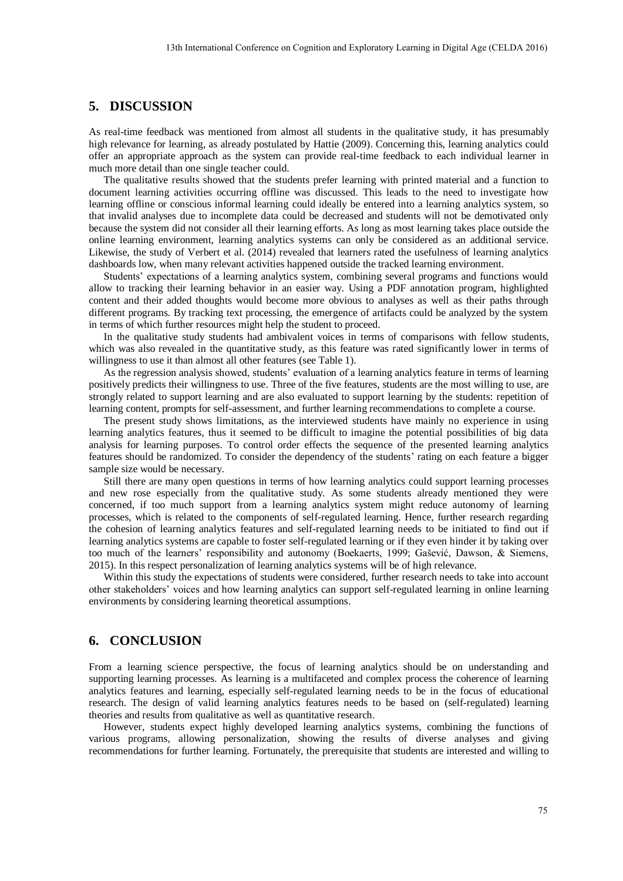## 5. DISCUSSION

As real-time feedback was mentioned from almost all students in the qualitative study, it has presumably high relevance for learning, as already postulated by Hattie (2009). Concerning this, learning analytics could offer an appropriate approach as the system can provide real-time feedback to each individual learner in much more detail than one single teacher could.

The qualitative results showed that the students prefer learning with printed material and a function to document learning activities occurring offline was discussed. This leads to the need to investigate how learning offline or conscious informal learning could ideally be entered into a learning analytics system, so that invalid analyses due to incomplete data could be decreased and students will not be demotivated only because the system did not consider all their learning efforts. As long as most learning takes place outside the online learning environment, learning analytics systems can only be considered as an additional service. Likewise, the study of Verbert et al. (2014) revealed that learners rated the usefulness of learning analytics dashboards low, when many relevant activities happened outside the tracked learning environment.

Students' expectations of a learning analytics system, combining several programs and functions would allow to tracking their learning behavior in an easier way. Using a PDF annotation program, highlighted content and their added thoughts would become more obvious to analyses as well as their paths through different programs. By tracking text processing, the emergence of artifacts could be analyzed by the system in terms of which further resources might help the student to proceed.

In the qualitative study students had ambivalent voices in terms of comparisons with fellow students, which was also revealed in the quantitative study, as this feature was rated significantly lower in terms of willingness to use it than almost all other features (see Table 1).

As the regression analysis showed, students' evaluation of a learning analytics feature in terms of learning positively predicts their willingness to use. Three of the five features, students are the most willing to use, are strongly related to support learning and are also evaluated to support learning by the students: repetition of learning content, prompts for self-assessment, and further learning recommendations to complete a course.

The present study shows limitations, as the interviewed students have mainly no experience in using learning analytics features, thus it seemed to be difficult to imagine the potential possibilities of big data analysis for learning purposes. To control order effects the sequence of the presented learning analytics features should be randomized. To consider the dependency of the students' rating on each feature a bigger sample size would be necessary.

Still there are many open questions in terms of how learning analytics could support learning processes and new rose especially from the qualitative study. As some students already mentioned they were concerned, if too much support from a learning analytics system might reduce autonomy of learning processes, which is related to the components of self-regulated learning. Hence, further research regarding the cohesion of learning analytics features and self-regulated learning needs to be initiated to find out if learning analytics systems are capable to foster self-regulated learning or if they even hinder it by taking over too much of the learners' responsibility and autonomy (Boekaerts, 1999; Gašević, Dawson, & Siemens, 2015). In this respect personalization of learning analytics systems will be of high relevance.

Within this study the expectations of students were considered, further research needs to take into account other stakeholders' voices and how learning analytics can support self-regulated learning in online learning environments by considering learning theoretical assumptions.

## 6. CONCLUSION

From a learning science perspective, the focus of learning analytics should be on understanding and supporting learning processes. As learning is a multifaceted and complex process the coherence of learning analytics features and learning, especially self-regulated learning needs to be in the focus of educational research. The design of valid learning analytics features needs to be based on (self-regulated) learning theories and results from qualitative as well as quantitative research.

However, students expect highly developed learning analytics systems, combining the functions of various programs, allowing personalization, showing the results of diverse analyses and giving recommendations for further learning. Fortunately, the prerequisite that students are interested and willing to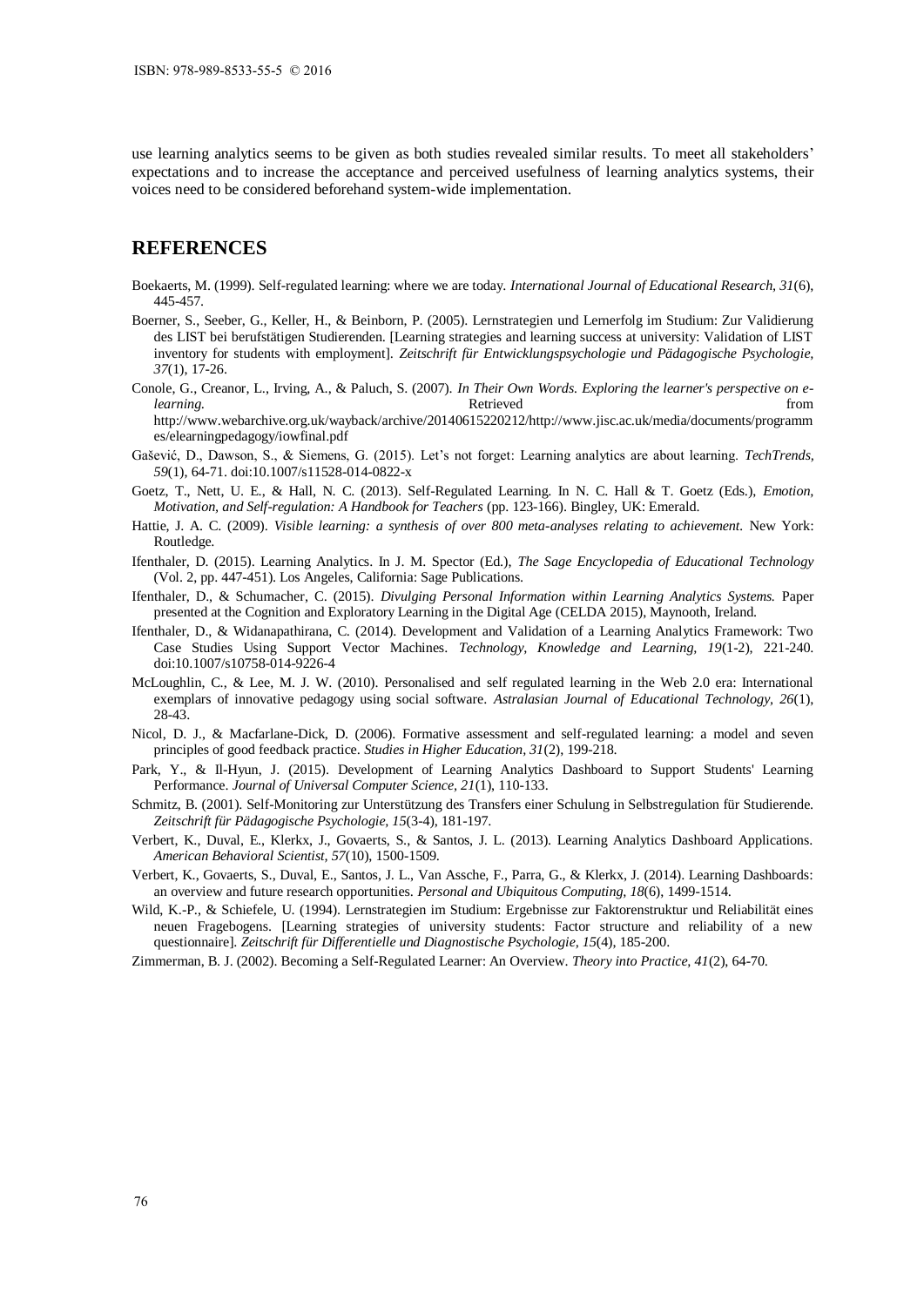use learning analytics seems to be given as both studies revealed similar results. To meet all stakeholders' expectations and to increase the acceptance and perceived usefulness of learning analytics systems, their voices need to be considered beforehand system-wide implementation.

## REFERENCES

Boekaerts, M. (1999). Self-regulated learning: where we are today. *International Journal of Educational Research, 31*(6), 445-457.

Boerner, S., Seeber, G., Keller, H., & Beinborn, P. (2005). Lernstrategien und Lernerfolg im Studium: Zur Validierung des LIST bei berufstätigen Studierenden. [Learning strategies and learning success at university: Validation of LIST inventory for students with employment]. *Zeitschrift für Entwicklungspsychologie und Pädagogische Psychologie, 37*(1), 17-26.

Conole, G., Creanor, L., Irving, A., & Paluch, S. (2007). *In Their Own Words. Exploring the learner's perspective on e-learning.* Retrieved from http://www.webarchive.org.uk/wayback/archive/20140615220212/http://www.jisc.ac.uk/media/documents/programmes/elearningpedagogy/iowfinal.pdf

Gašević, D., Dawson, S., & Siemens, G. (2015). Let's not forget: Learning analytics are about learning. *TechTrends, 59*(1), 64-71. doi:10.1007/s11528-014-0822-x

Goetz, T., Nett, U. E., & Hall, N. C. (2013). Self-Regulated Learning. In N. C. Hall & T. Goetz (Eds.), *Emotion, Motivation, and Self-regulation: A Handbook for Teachers* (pp. 123-166). Bingley, UK: Emerald.

Hattie, J. A. C. (2009). *Visible learning: a synthesis of over 800 meta-analyses relating to achievement.* New York: Routledge.

Ifenthaler, D. (2015). Learning Analytics. In J. M. Spector (Ed.), *The Sage Encyclopedia of Educational Technology* (Vol. 2, pp. 447-451). Los Angeles, California: Sage Publications.

Ifenthaler, D., & Schumacher, C. (2015). *Divulging Personal Information within Learning Analytics Systems.* Paper presented at the Cognition and Exploratory Learning in the Digital Age (CELDA 2015), Maynooth, Ireland.

Ifenthaler, D., & Widanapathirana, C. (2014). Development and Validation of a Learning Analytics Framework: Two Case Studies Using Support Vector Machines. *Technology, Knowledge and Learning, 19*(1-2), 221-240. doi:10.1007/s10758-014-9226-4

McLoughlin, C., & Lee, M. J. W. (2010). Personalised and self regulated learning in the Web 2.0 era: International exemplars of innovative pedagogy using social software. *Astralasian Journal of Educational Technology, 26*(1), 28-43.

Nicol, D. J., & Macfarlane-Dick, D. (2006). Formative assessment and self-regulated learning: a model and seven principles of good feedback practice. *Studies in Higher Education, 31*(2), 199-218.

Park, Y., & Il-Hyun, J. (2015). Development of Learning Analytics Dashboard to Support Students' Learning Performance. *Journal of Universal Computer Science, 21*(1), 110-133.

Schmitz, B. (2001). Self-Monitoring zur Unterstützung des Transfers einer Schulung in Selbstregulation für Studierende. *Zeitschrift für Pädagogische Psychologie, 15*(3-4), 181-197.

Verbert, K., Duval, E., Klerkx, J., Govaerts, S., & Santos, J. L. (2013). Learning Analytics Dashboard Applications. *American Behavioral Scientist, 57*(10), 1500-1509.

Verbert, K., Govaerts, S., Duval, E., Santos, J. L., Van Assche, F., Parra, G., & Klerkx, J. (2014). Learning Dashboards: an overview and future research opportunities. *Personal and Ubiquitous Computing, 18*(6), 1499-1514.

Wild, K.-P., & Schiefele, U. (1994). Lernstrategien im Studium: Ergebnisse zur Faktorenstruktur und Reliabilität eines neuen Fragebogens. [Learning strategies of university students: Factor structure and reliability of a new questionnaire]. *Zeitschrift für Differentielle und Diagnostische Psychologie, 15*(4), 185-200.

Zimmerman, B. J. (2002). Becoming a Self-Regulated Learner: An Overview. *Theory into Practice, 41*(2), 64-70.